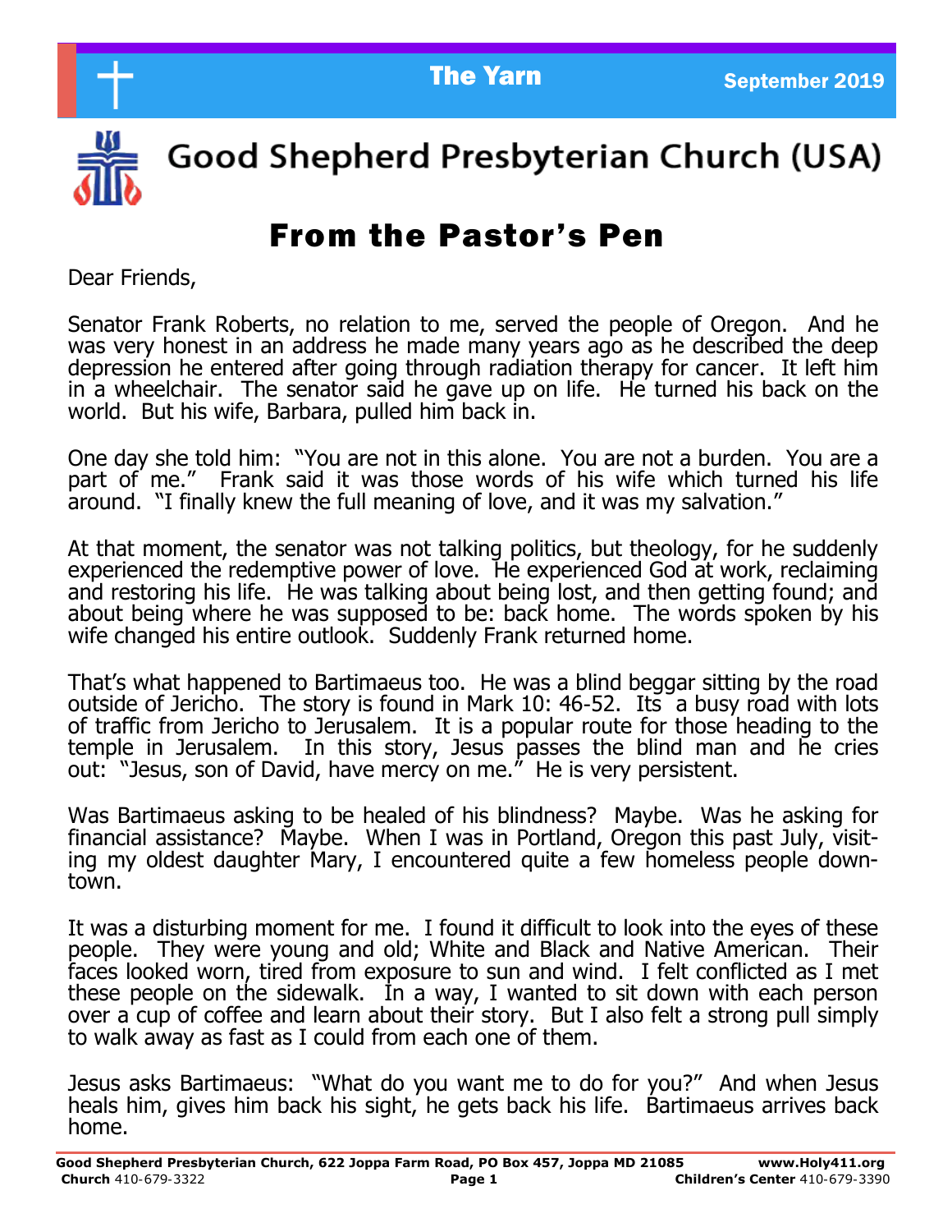The Yarn — September 2019

# Good Shepherd Presbyterian Church (USA)

## From the Pastor's Pen

Dear Friends,

Senator Frank Roberts, no relation to me, served the people of Oregon. And he was very honest in an address he made many years ago as he described the deep depression he entered after going through radiation therapy for cancer. It left him in a wheelchair. The senator said he gave up on life. He turned his back on the world. But his wife, Barbara, pulled him back in.

One day she told him: "You are not in this alone. You are not a burden. You are a part of me." Frank said it was those words of his wife which turned his life around. "I finally knew the full meaning of love, and it was my salvation."

At that moment, the senator was not talking politics, but theology, for he suddenly experienced the redemptive power of love. He experienced God at work, reclaiming and restoring his life. He was talking about being lost, and then getting found; and about being where he was supposed to be: back home. The words spoken by his wife changed his entire outlook. Suddenly Frank returned home.

That's what happened to Bartimaeus too. He was a blind beggar sitting by the road outside of Jericho. The story is found in Mark 10: 46-52. Its a busy road with lots of traffic from Jericho to Jerusalem. It is a popular route for those heading to the temple in Jerusalem. In this story, Jesus passes the blind man and he cries out: "Jesus, son of David, have mercy on me." He is very persistent.

Was Bartimaeus asking to be healed of his blindness? Maybe. Was he asking for financial assistance? Maybe. When I was in Portland, Oregon this past July, visiting my oldest daughter Mary, I encountered quite a few homeless people downtown.

It was a disturbing moment for me. I found it difficult to look into the eyes of these people. They were young and old; White and Black and Native American. Their faces looked worn, tired from exposure to sun and wind. I felt conflicted as I met these people on the sidewalk. In a way, I wanted to sit down with each person over a cup of coffee and learn about their story. But I also felt a strong pull simply to walk away as fast as I could from each one of them.

Jesus asks Bartimaeus: "What do you want me to do for you?" And when Jesus heals him, gives him back his sight, he gets back his life. Bartimaeus arrives back home.

**Good Shepherd Presbyterian Church, 622 Joppa Farm Road, PO Box 457, Joppa MD 21085** — **www.Holy411.org**
**Church** 410-679-3322 — **Children's Center** 410-679-3390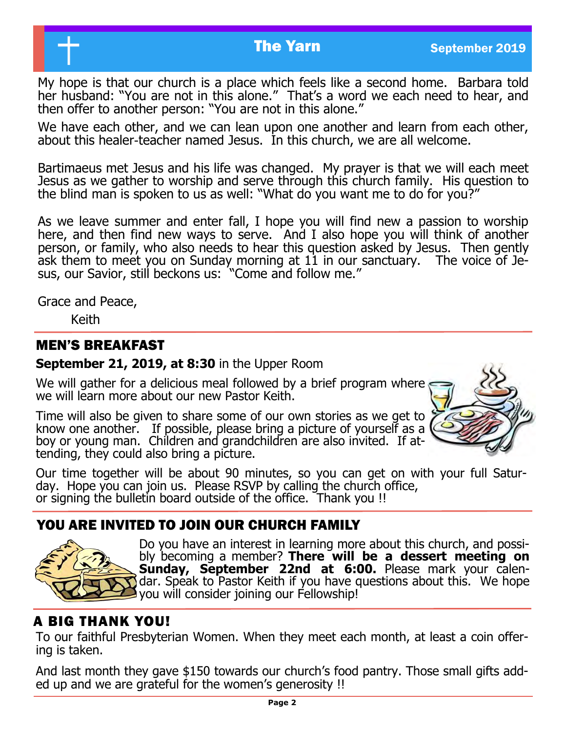My hope is that our church is a place which feels like a second home. Barbara told her husband: "You are not in this alone." That's a word we each need to hear, and then offer to another person: "You are not in this alone."

We have each other, and we can lean upon one another and learn from each other, about this healer-teacher named Jesus. In this church, we are all welcome.

Bartimaeus met Jesus and his life was changed. My prayer is that we will each meet Jesus as we gather to worship and serve through this church family. His question to the blind man is spoken to us as well: "What do you want me to do for you?"

As we leave summer and enter fall, I hope you will find new a passion to worship here, and then find new ways to serve. And I also hope you will think of another person, or family, who also needs to hear this question asked by Jesus. Then gently ask them to meet you on Sunday morning at 11 in our sanctuary. The voice of Jesus, our Savior, still beckons us: "Come and follow me."

Grace and Peace,

Keith

## MEN'S BREAKFAST

**September 21, 2019, at 8:30** in the Upper Room

We will gather for a delicious meal followed by a brief program where we will learn more about our new Pastor Keith.

Time will also be given to share some of our own stories as we get to know one another. If possible, please bring a picture of yourself as a boy or young man. Children and grandchildren are also invited. If attending, they could also bring a picture.

Our time together will be about 90 minutes, so you can get on with your full Saturday. Hope you can join us. Please RSVP by calling the church office, or signing the bulletin board outside of the office. Thank you !!

## YOU ARE INVITED TO JOIN OUR CHURCH FAMILY

Do you have an interest in learning more about this church, and possibly becoming a member? **There will be a dessert meeting on Sunday, September 22nd at 6:00.** Please mark your calendar. Speak to Pastor Keith if you have questions about this. We hope you will consider joining our Fellowship!

## A BIG THANK YOU!

To our faithful Presbyterian Women. When they meet each month, at least a coin offering is taken.

And last month they gave $150 towards our church's food pantry. Those small gifts added up and we are grateful for the women's generosity !!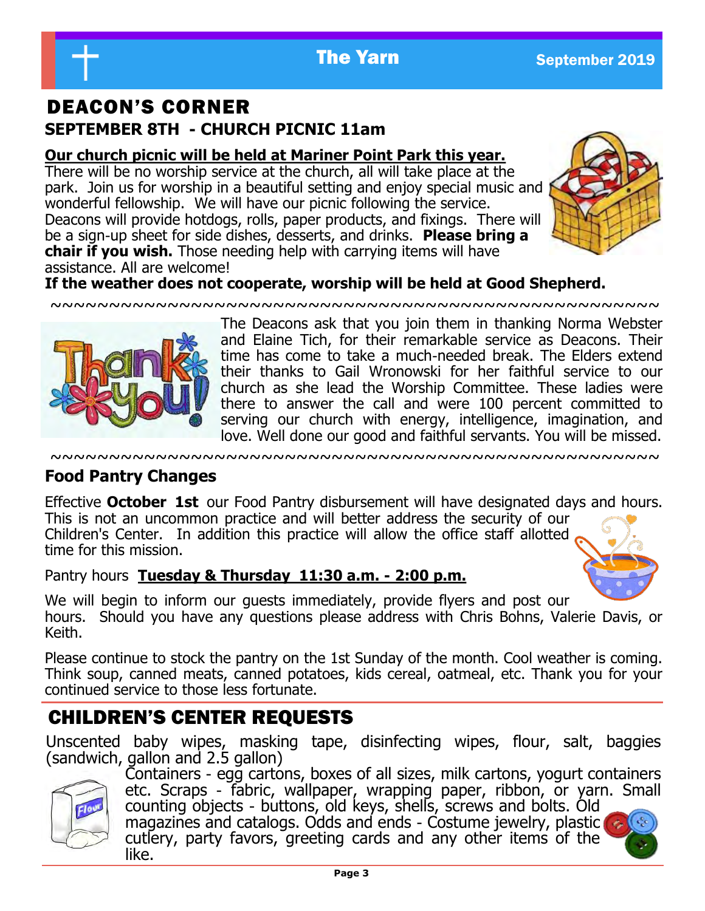## DEACON'S CORNER

### SEPTEMBER 8TH - CHURCH PICNIC 11am

**Our church picnic will be held at Mariner Point Park this year.**

There will be no worship service at the church, all will take place at the park. Join us for worship in a beautiful setting and enjoy special music and wonderful fellowship. We will have our picnic following the service. Deacons will provide hotdogs, rolls, paper products, and fixings. There will be a sign-up sheet for side dishes, desserts, and drinks. **Please bring a chair if you wish.** Those needing help with carrying items will have assistance. All are welcome!

**If the weather does not cooperate, worship will be held at Good Shepherd.**

~~~~~~~~~~~~~~~~~~~~~~~~~~~~~~~~~~~~~~~~~~~~~~~~~~~~~~~~

The Deacons ask that you join them in thanking Norma Webster and Elaine Tich, for their remarkable service as Deacons. Their time has come to take a much-needed break. The Elders extend their thanks to Gail Wronowski for her faithful service to our church as she lead the Worship Committee. These ladies were there to answer the call and were 100 percent committed to serving our church with energy, intelligence, imagination, and love. Well done our good and faithful servants. You will be missed.

~~~~~~~~~~~~~~~~~~~~~~~~~~~~~~~~~~~~~~~~~~~~~~~~~~~~~~~~

### Food Pantry Changes

Effective **October 1st** our Food Pantry disbursement will have designated days and hours. This is not an uncommon practice and will better address the security of our Children's Center. In addition this practice will allow the office staff allotted time for this mission.

Pantry hours **Tuesday & Thursday 11:30 a.m. - 2:00 p.m.**

We will begin to inform our guests immediately, provide flyers and post our hours. Should you have any questions please address with Chris Bohns, Valerie Davis, or Keith.

Please continue to stock the pantry on the 1st Sunday of the month. Cool weather is coming. Think soup, canned meats, canned potatoes, kids cereal, oatmeal, etc. Thank you for your continued service to those less fortunate.

## CHILDREN'S CENTER REQUESTS

Unscented baby wipes, masking tape, disinfecting wipes, flour, salt, baggies (sandwich, gallon and 2.5 gallon)

Containers - egg cartons, boxes of all sizes, milk cartons, yogurt containers etc. Scraps - fabric, wallpaper, wrapping paper, ribbon, or yarn. Small counting objects - buttons, old keys, shells, screws and bolts. Old magazines and catalogs. Odds and ends - Costume jewelry, plastic cutlery, party favors, greeting cards and any other items of the like.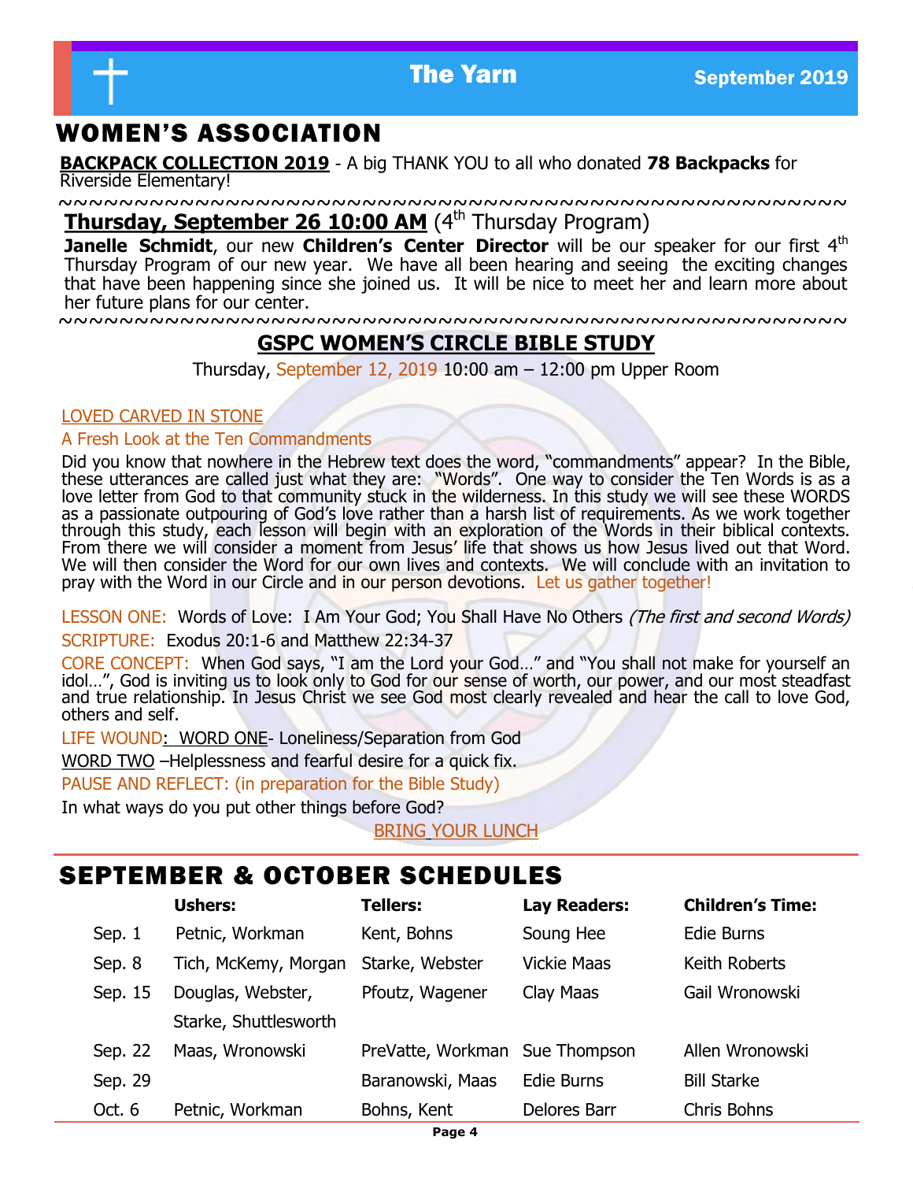# WOMEN'S ASSOCIATION

**BACKPACK COLLECTION 2019** - A big THANK YOU to all who donated **78 Backpacks** for Riverside Elementary!

~~~~~~~~~~~~~~~~~~~~~~~~~~~~~~~~~~~~~~~~~~~~~~~~~~~~~~~~

**Thursday, September 26 10:00 AM** (4th Thursday Program)

**Janelle Schmidt**, our new **Children's Center Director** will be our speaker for our first 4th Thursday Program of our new year. We have all been hearing and seeing the exciting changes that have been happening since she joined us. It will be nice to meet her and learn more about her future plans for our center.

~~~~~~~~~~~~~~~~~~~~~~~~~~~~~~~~~~~~~~~~~~~~~~~~~~~~~~~~

## GSPC WOMEN'S CIRCLE BIBLE STUDY

Thursday, September 12, 2019 10:00 am – 12:00 pm Upper Room

LOVED CARVED IN STONE

A Fresh Look at the Ten Commandments

Did you know that nowhere in the Hebrew text does the word, "commandments" appear? In the Bible, these utterances are called just what they are: "Words". One way to consider the Ten Words is as a love letter from God to that community stuck in the wilderness. In this study we will see these WORDS as a passionate outpouring of God's love rather than a harsh list of requirements. As we work together through this study, each lesson will begin with an exploration of the Words in their biblical contexts. From there we will consider a moment from Jesus' life that shows us how Jesus lived out that Word. We will then consider the Word for our own lives and contexts. We will conclude with an invitation to pray with the Word in our Circle and in our person devotions. Let us gather together!

LESSON ONE: Words of Love: I Am Your God; You Shall Have No Others *(The first and second Words)*

SCRIPTURE: Exodus 20:1-6 and Matthew 22:34-37

CORE CONCEPT: When God says, "I am the Lord your God…" and "You shall not make for yourself an idol…", God is inviting us to look only to God for our sense of worth, our power, and our most steadfast and true relationship. In Jesus Christ we see God most clearly revealed and hear the call to love God, others and self.

LIFE WOUND: WORD ONE- Loneliness/Separation from God

WORD TWO –Helplessness and fearful desire for a quick fix.

PAUSE AND REFLECT: (in preparation for the Bible Study)

In what ways do you put other things before God?

BRING YOUR LUNCH

# SEPTEMBER & OCTOBER SCHEDULES

| | Ushers: | Tellers: | Lay Readers: | Children's Time: |
|---|---|---|---|---|
| Sep. 1 | Petnic, Workman | Kent, Bohns | Soung Hee | Edie Burns |
| Sep. 8 | Tich, McKemy, Morgan | Starke, Webster | Vickie Maas | Keith Roberts |
| Sep. 15 | Douglas, Webster, Starke, Shuttlesworth | Pfoutz, Wagener | Clay Maas | Gail Wronowski |
| Sep. 22 | Maas, Wronowski | PreVatte, Workman | Sue Thompson | Allen Wronowski |
| Sep. 29 | | Baranowski, Maas | Edie Burns | Bill Starke |
| Oct. 6 | Petnic, Workman | Bohns, Kent | Delores Barr | Chris Bohns |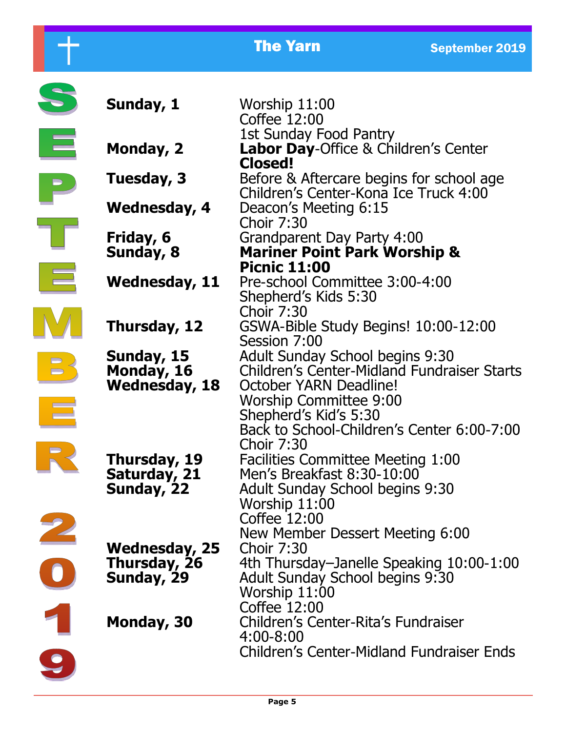# SEPTEMBER 2019

| | |
|---|---|
| **Sunday, 1** | Worship 11:00<br>Coffee 12:00<br>1st Sunday Food Pantry |
| **Monday, 2** | **Labor Day**-Office & Children's Center **Closed!** |
| **Tuesday, 3** | Before & Aftercare begins for school age<br>Children's Center-Kona Ice Truck 4:00 |
| **Wednesday, 4** | Deacon's Meeting 6:15<br>Choir 7:30 |
| **Friday, 6** | Grandparent Day Party 4:00 |
| **Sunday, 8** | **Mariner Point Park Worship & Picnic 11:00** |
| **Wednesday, 11** | Pre-school Committee 3:00-4:00<br>Shepherd's Kids 5:30<br>Choir 7:30 |
| **Thursday, 12** | GSWA-Bible Study Begins! 10:00-12:00<br>Session 7:00 |
| **Sunday, 15** | Adult Sunday School begins 9:30 |
| **Monday, 16** | Children's Center-Midland Fundraiser Starts |
| **Wednesday, 18** | October YARN Deadline!<br>Worship Committee 9:00<br>Shepherd's Kid's 5:30<br>Back to School-Children's Center 6:00-7:00<br>Choir 7:30 |
| **Thursday, 19** | Facilities Committee Meeting 1:00 |
| **Saturday, 21** | Men's Breakfast 8:30-10:00 |
| **Sunday, 22** | Adult Sunday School begins 9:30<br>Worship 11:00<br>Coffee 12:00<br>New Member Dessert Meeting 6:00 |
| **Wednesday, 25** | Choir 7:30 |
| **Thursday, 26** | 4th Thursday–Janelle Speaking 10:00-1:00 |
| **Sunday, 29** | Adult Sunday School begins 9:30<br>Worship 11:00<br>Coffee 12:00 |
| **Monday, 30** | Children's Center-Rita's Fundraiser 4:00-8:00<br>Children's Center-Midland Fundraiser Ends |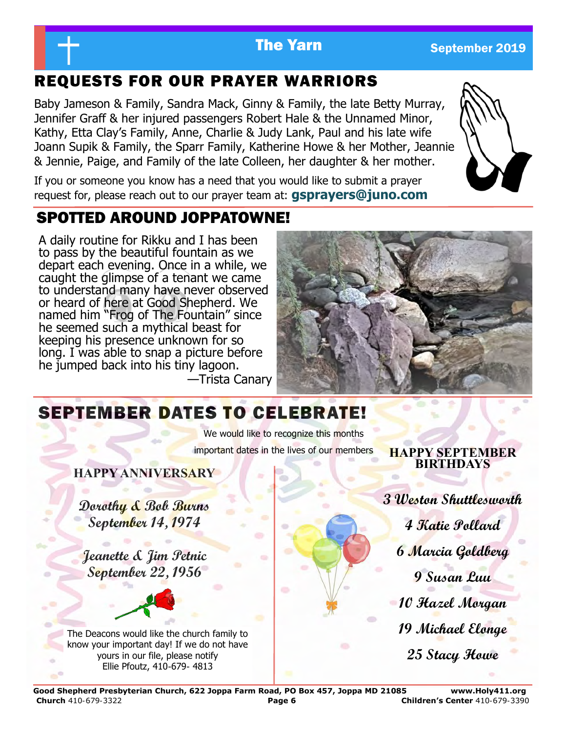## REQUESTS FOR OUR PRAYER WARRIORS

Baby Jameson & Family, Sandra Mack, Ginny & Family, the late Betty Murray, Jennifer Graff & her injured passengers Robert Hale & the Unnamed Minor, Kathy, Etta Clay's Family, Anne, Charlie & Judy Lank, Paul and his late wife Joann Supik & Family, the Sparr Family, Katherine Howe & her Mother, Jeannie & Jennie, Paige, and Family of the late Colleen, her daughter & her mother.

If you or someone you know has a need that you would like to submit a prayer request for, please reach out to our prayer team at: **gsprayers@juno.com**

## SPOTTED AROUND JOPPATOWNE!

A daily routine for Rikku and I has been to pass by the beautiful fountain as we depart each evening. Once in a while, we caught the glimpse of a tenant we came to understand many have never observed or heard of here at Good Shepherd. We named him "Frog of The Fountain" since he seemed such a mythical beast for keeping his presence unknown for so long. I was able to snap a picture before he jumped back into his tiny lagoon.

—Trista Canary

## SEPTEMBER DATES TO CELEBRATE!

We would like to recognize this months important dates in the lives of our members

### HAPPY ANNIVERSARY

*Dorothy & Bob Burns*
*September 14, 1974*

*Jeanette & Jim Petnic*
*September 22, 1956*

The Deacons would like the church family to know your important day! If we do not have yours in our file, please notify Ellie Pfoutz, 410-679- 4813

### HAPPY SEPTEMBER BIRTHDAYS

*3 Weston Shuttlesworth*

*4 Katie Pollard*

*6 Marcia Goldberg*

*9 Susan Luu*

*10 Hazel Morgan*

*19 Michael Elonge*

*25 Stacy Howe*

**Good Shepherd Presbyterian Church, 622 Joppa Farm Road, PO Box 457, Joppa MD 21085** **www.Holy411.org**
**Church** 410-679-3322 **Children's Center** 410-679-3390